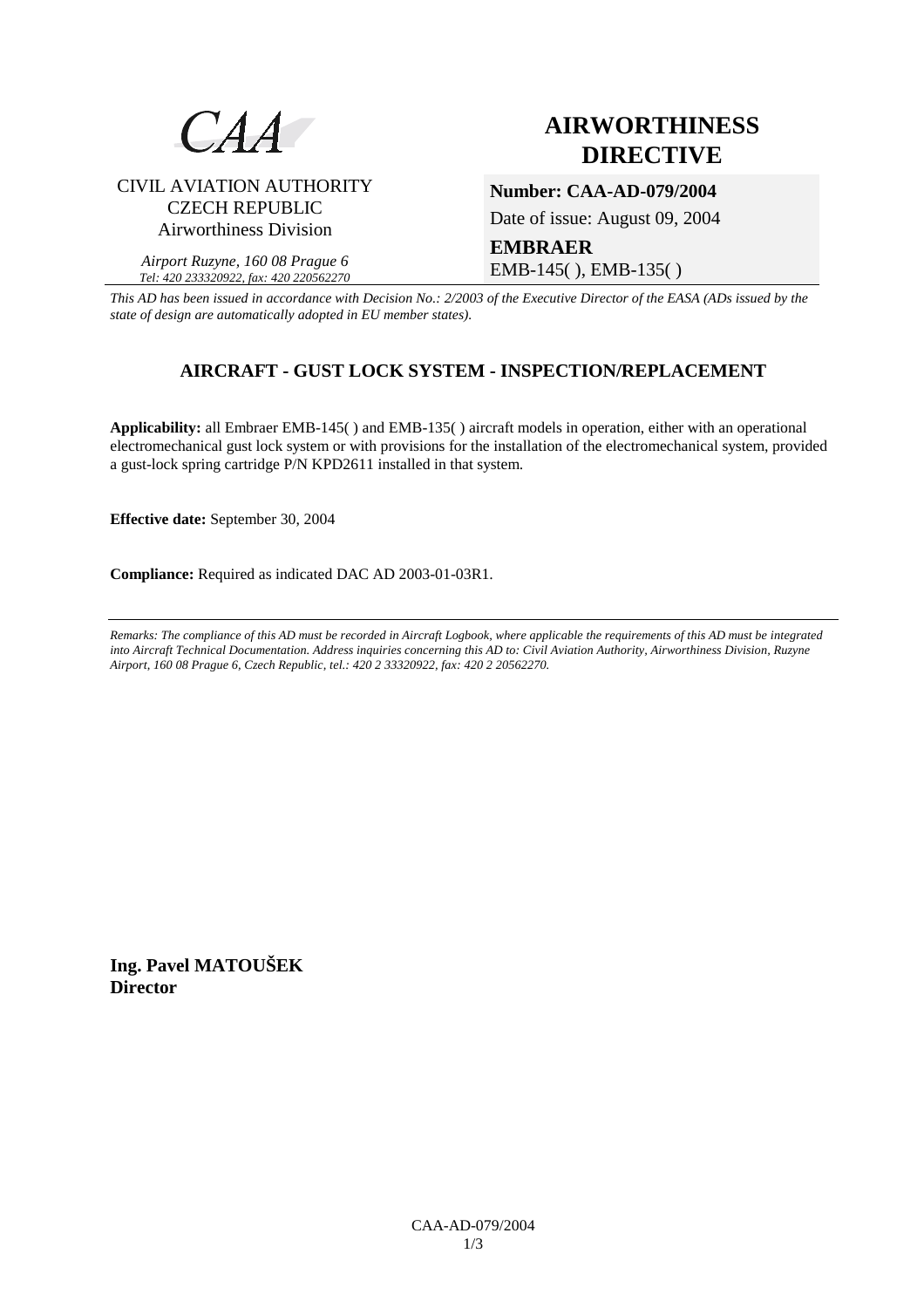CAA

CIVIL AVIATION AUTHORITY
CZECH REPUBLIC
Airworthiness Division

*Airport Ruzyne, 160 08 Prague 6*
*Tel: 420 233320922, fax: 420 220562270*

# AIRWORTHINESS DIRECTIVE

**Number: CAA-AD-079/2004**

Date of issue: August 09, 2004

**EMBRAER**
EMB-145( ), EMB-135( )

*This AD has been issued in accordance with Decision No.: 2/2003 of the Executive Director of the EASA (ADs issued by the state of design are automatically adopted in EU member states).*

## AIRCRAFT - GUST LOCK SYSTEM - INSPECTION/REPLACEMENT

**Applicability:** all Embraer EMB-145( ) and EMB-135( ) aircraft models in operation, either with an operational electromechanical gust lock system or with provisions for the installation of the electromechanical system, provided a gust-lock spring cartridge P/N KPD2611 installed in that system.

**Effective date:** September 30, 2004

**Compliance:** Required as indicated DAC AD 2003-01-03R1.

---

*Remarks: The compliance of this AD must be recorded in Aircraft Logbook, where applicable the requirements of this AD must be integrated into Aircraft Technical Documentation. Address inquiries concerning this AD to: Civil Aviation Authority, Airworthiness Division, Ruzyne Airport, 160 08 Prague 6, Czech Republic, tel.: 420 2 33320922, fax: 420 2 20562270.*

**Ing. Pavel MATOUŠEK**
**Director**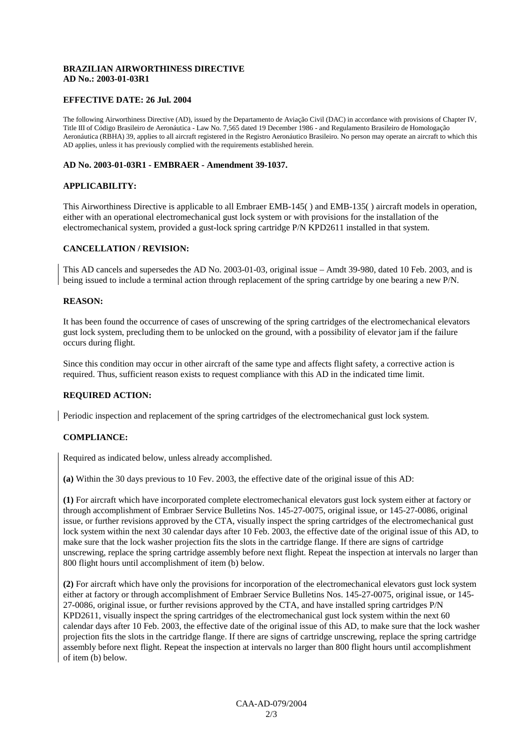**BRAZILIAN AIRWORTHINESS DIRECTIVE**
**AD No.: 2003-01-03R1**

**EFFECTIVE DATE: 26 Jul. 2004**

The following Airworthiness Directive (AD), issued by the Departamento de Aviação Civil (DAC) in accordance with provisions of Chapter IV, Title III of Código Brasileiro de Aeronáutica - Law No. 7,565 dated 19 December 1986 - and Regulamento Brasileiro de Homologação Aeronáutica (RBHA) 39, applies to all aircraft registered in the Registro Aeronáutico Brasileiro. No person may operate an aircraft to which this AD applies, unless it has previously complied with the requirements established herein.

**AD No. 2003-01-03R1 - EMBRAER - Amendment 39-1037.**

**APPLICABILITY:**

This Airworthiness Directive is applicable to all Embraer EMB-145( ) and EMB-135( ) aircraft models in operation, either with an operational electromechanical gust lock system or with provisions for the installation of the electromechanical system, provided a gust-lock spring cartridge P/N KPD2611 installed in that system.

**CANCELLATION / REVISION:**

This AD cancels and supersedes the AD No. 2003-01-03, original issue – Amdt 39-980, dated 10 Feb. 2003, and is being issued to include a terminal action through replacement of the spring cartridge by one bearing a new P/N.

**REASON:**

It has been found the occurrence of cases of unscrewing of the spring cartridges of the electromechanical elevators gust lock system, precluding them to be unlocked on the ground, with a possibility of elevator jam if the failure occurs during flight.

Since this condition may occur in other aircraft of the same type and affects flight safety, a corrective action is required. Thus, sufficient reason exists to request compliance with this AD in the indicated time limit.

**REQUIRED ACTION:**

Periodic inspection and replacement of the spring cartridges of the electromechanical gust lock system.

**COMPLIANCE:**

Required as indicated below, unless already accomplished.

**(a)** Within the 30 days previous to 10 Fev. 2003, the effective date of the original issue of this AD:

**(1)** For aircraft which have incorporated complete electromechanical elevators gust lock system either at factory or through accomplishment of Embraer Service Bulletins Nos. 145-27-0075, original issue, or 145-27-0086, original issue, or further revisions approved by the CTA, visually inspect the spring cartridges of the electromechanical gust lock system within the next 30 calendar days after 10 Feb. 2003, the effective date of the original issue of this AD, to make sure that the lock washer projection fits the slots in the cartridge flange. If there are signs of cartridge unscrewing, replace the spring cartridge assembly before next flight. Repeat the inspection at intervals no larger than 800 flight hours until accomplishment of item (b) below.

**(2)** For aircraft which have only the provisions for incorporation of the electromechanical elevators gust lock system either at factory or through accomplishment of Embraer Service Bulletins Nos. 145-27-0075, original issue, or 145-27-0086, original issue, or further revisions approved by the CTA, and have installed spring cartridges P/N KPD2611, visually inspect the spring cartridges of the electromechanical gust lock system within the next 60 calendar days after 10 Feb. 2003, the effective date of the original issue of this AD, to make sure that the lock washer projection fits the slots in the cartridge flange. If there are signs of cartridge unscrewing, replace the spring cartridge assembly before next flight. Repeat the inspection at intervals no larger than 800 flight hours until accomplishment of item (b) below.

CAA-AD-079/2004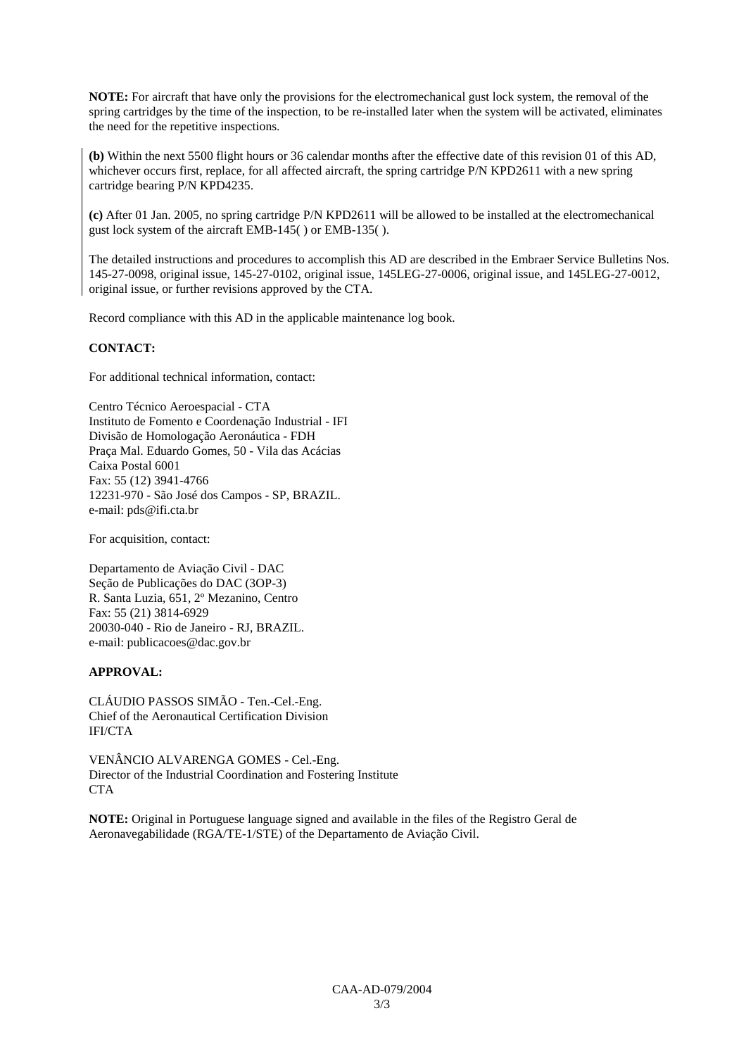**NOTE:** For aircraft that have only the provisions for the electromechanical gust lock system, the removal of the spring cartridges by the time of the inspection, to be re-installed later when the system will be activated, eliminates the need for the repetitive inspections.

**(b)** Within the next 5500 flight hours or 36 calendar months after the effective date of this revision 01 of this AD, whichever occurs first, replace, for all affected aircraft, the spring cartridge P/N KPD2611 with a new spring cartridge bearing P/N KPD4235.

**(c)** After 01 Jan. 2005, no spring cartridge P/N KPD2611 will be allowed to be installed at the electromechanical gust lock system of the aircraft EMB-145( ) or EMB-135( ).

The detailed instructions and procedures to accomplish this AD are described in the Embraer Service Bulletins Nos. 145-27-0098, original issue, 145-27-0102, original issue, 145LEG-27-0006, original issue, and 145LEG-27-0012, original issue, or further revisions approved by the CTA.

Record compliance with this AD in the applicable maintenance log book.

**CONTACT:**

For additional technical information, contact:

Centro Técnico Aeroespacial - CTA
Instituto de Fomento e Coordenação Industrial - IFI
Divisão de Homologação Aeronáutica - FDH
Praça Mal. Eduardo Gomes, 50 - Vila das Acácias
Caixa Postal 6001
Fax: 55 (12) 3941-4766
12231-970 - São José dos Campos - SP, BRAZIL.
e-mail: pds@ifi.cta.br

For acquisition, contact:

Departamento de Aviação Civil - DAC
Seção de Publicações do DAC (3OP-3)
R. Santa Luzia, 651, 2º Mezanino, Centro
Fax: 55 (21) 3814-6929
20030-040 - Rio de Janeiro - RJ, BRAZIL.
e-mail: publicacoes@dac.gov.br

**APPROVAL:**

CLÁUDIO PASSOS SIMÃO - Ten.-Cel.-Eng.
Chief of the Aeronautical Certification Division
IFI/CTA

VENÂNCIO ALVARENGA GOMES - Cel.-Eng.
Director of the Industrial Coordination and Fostering Institute
CTA

**NOTE:** Original in Portuguese language signed and available in the files of the Registro Geral de Aeronavegabilidade (RGA/TE-1/STE) of the Departamento de Aviação Civil.

CAA-AD-079/2004